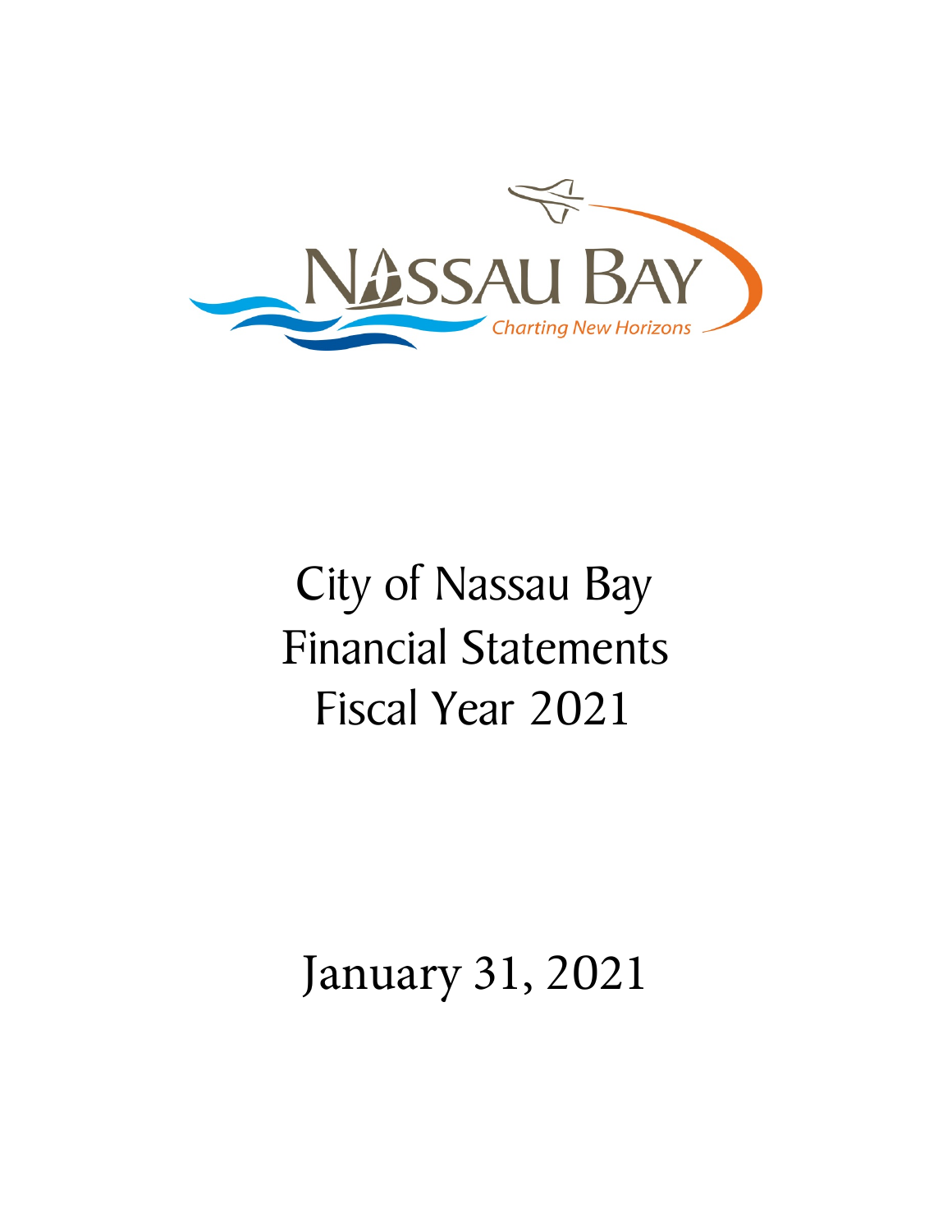# City of Nassau Bay Financial Statements Fiscal Year 2021

January 31, 2021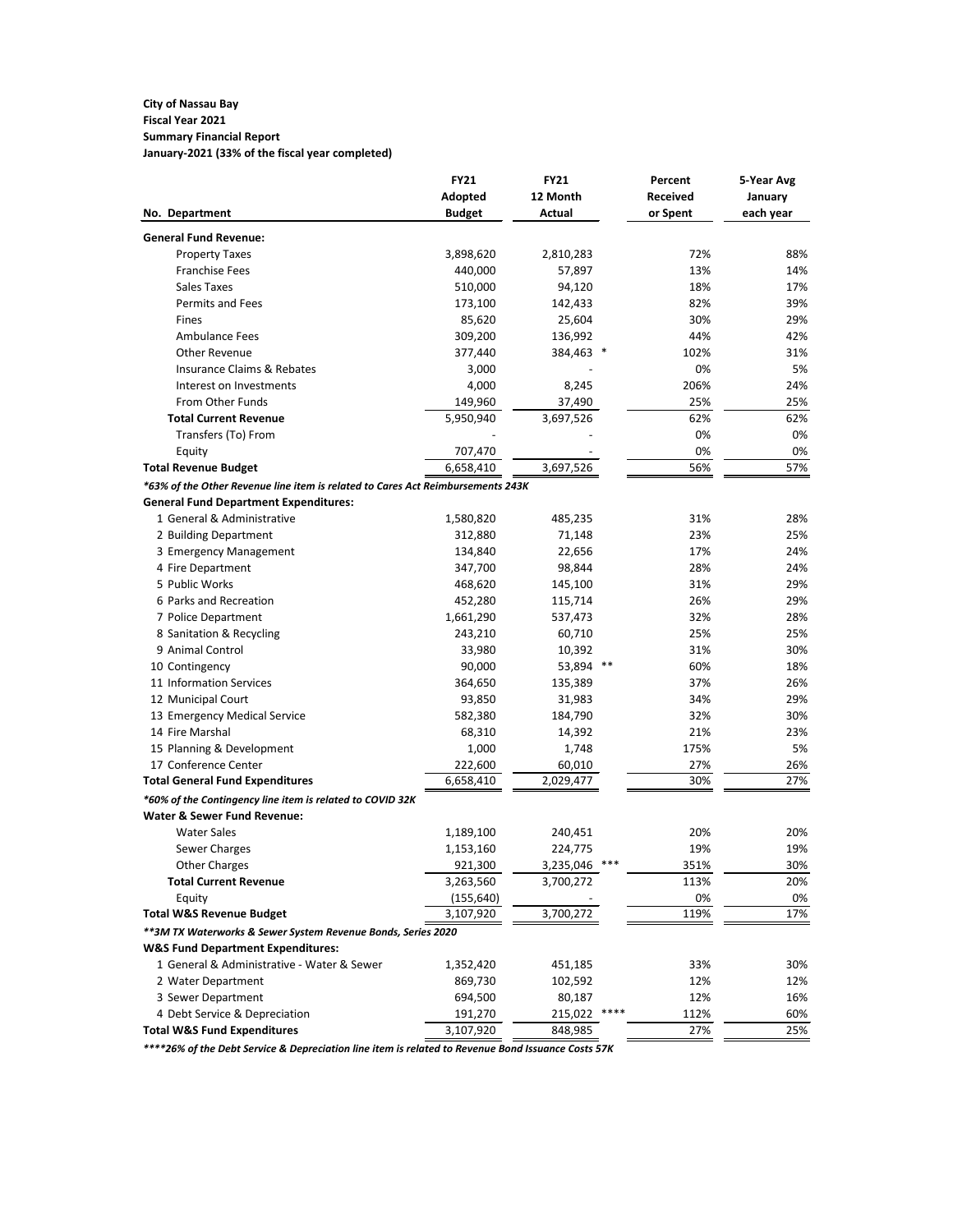**City of Nassau Bay**
**Fiscal Year 2021**
**Summary Financial Report**
**January-2021 (33% of the fiscal year completed)**

| No. Department | FY21 Adopted Budget | FY21 12 Month Actual | Percent Received or Spent | 5-Year Avg January each year |
|---|---|---|---|---|
| **General Fund Revenue:** | | | | |
| Property Taxes | 3,898,620 | 2,810,283 | 72% | 88% |
| Franchise Fees | 440,000 | 57,897 | 13% | 14% |
| Sales Taxes | 510,000 | 94,120 | 18% | 17% |
| Permits and Fees | 173,100 | 142,433 | 82% | 39% |
| Fines | 85,620 | 25,604 | 30% | 29% |
| Ambulance Fees | 309,200 | 136,992 | 44% | 42% |
| Other Revenue | 377,440 | 384,463 * | 102% | 31% |
| Insurance Claims & Rebates | 3,000 | - | 0% | 5% |
| Interest on Investments | 4,000 | 8,245 | 206% | 24% |
| From Other Funds | 149,960 | 37,490 | 25% | 25% |
| **Total Current Revenue** | 5,950,940 | 3,697,526 | 62% | 62% |
| Transfers (To) From | - | - | 0% | 0% |
| Equity | 707,470 | - | 0% | 0% |
| **Total Revenue Budget** | 6,658,410 | 3,697,526 | 56% | 57% |
| ***63% of the Other Revenue line item is related to Cares Act Reimbursements 243K*** | | | | |
| **General Fund Department Expenditures:** | | | | |
| 1 General & Administrative | 1,580,820 | 485,235 | 31% | 28% |
| 2 Building Department | 312,880 | 71,148 | 23% | 25% |
| 3 Emergency Management | 134,840 | 22,656 | 17% | 24% |
| 4 Fire Department | 347,700 | 98,844 | 28% | 24% |
| 5 Public Works | 468,620 | 145,100 | 31% | 29% |
| 6 Parks and Recreation | 452,280 | 115,714 | 26% | 29% |
| 7 Police Department | 1,661,290 | 537,473 | 32% | 28% |
| 8 Sanitation & Recycling | 243,210 | 60,710 | 25% | 25% |
| 9 Animal Control | 33,980 | 10,392 | 31% | 30% |
| 10 Contingency | 90,000 | 53,894 ** | 60% | 18% |
| 11 Information Services | 364,650 | 135,389 | 37% | 26% |
| 12 Municipal Court | 93,850 | 31,983 | 34% | 29% |
| 13 Emergency Medical Service | 582,380 | 184,790 | 32% | 30% |
| 14 Fire Marshal | 68,310 | 14,392 | 21% | 23% |
| 15 Planning & Development | 1,000 | 1,748 | 175% | 5% |
| 17 Conference Center | 222,600 | 60,010 | 27% | 26% |
| **Total General Fund Expenditures** | 6,658,410 | 2,029,477 | 30% | 27% |
| ***60% of the Contingency line item is related to COVID 32K*** | | | | |
| **Water & Sewer Fund Revenue:** | | | | |
| Water Sales | 1,189,100 | 240,451 | 20% | 20% |
| Sewer Charges | 1,153,160 | 224,775 | 19% | 19% |
| Other Charges | 921,300 | 3,235,046 *** | 351% | 30% |
| **Total Current Revenue** | 3,263,560 | 3,700,272 | 113% | 20% |
| Equity | (155,640) | - | 0% | 0% |
| **Total W&S Revenue Budget** | 3,107,920 | 3,700,272 | 119% | 17% |
| ***\*\*3M TX Waterworks & Sewer System Revenue Bonds, Series 2020*** | | | | |
| **W&S Fund Department Expenditures:** | | | | |
| 1 General & Administrative - Water & Sewer | 1,352,420 | 451,185 | 33% | 30% |
| 2 Water Department | 869,730 | 102,592 | 12% | 12% |
| 3 Sewer Department | 694,500 | 80,187 | 12% | 16% |
| 4 Debt Service & Depreciation | 191,270 | 215,022 **** | 112% | 60% |
| **Total W&S Fund Expenditures** | 3,107,920 | 848,985 | 27% | 25% |

*****26% of the Debt Service & Depreciation line item is related to Revenue Bond Issuance Costs 57K*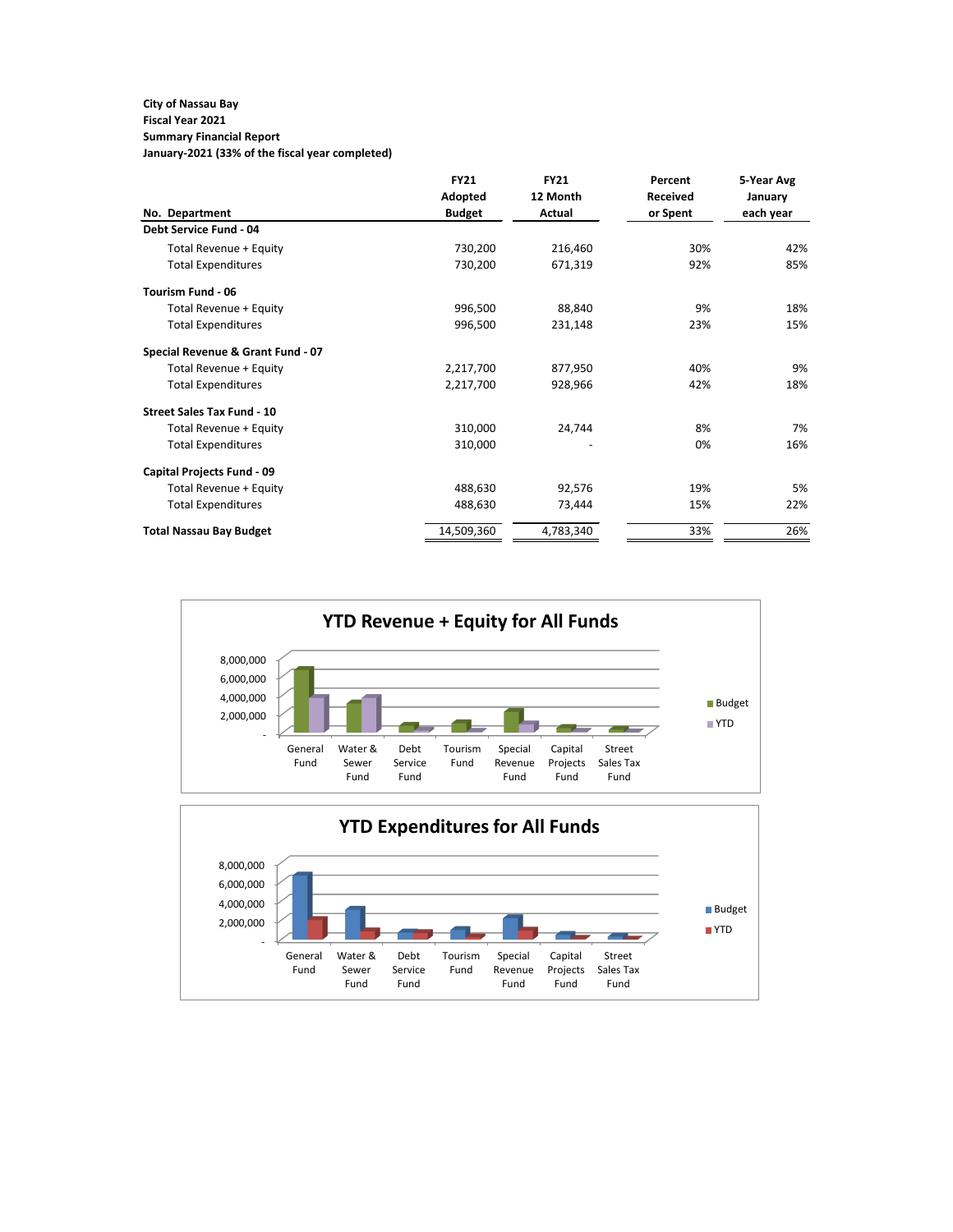**City of Nassau Bay**
**Fiscal Year 2021**
**Summary Financial Report**
**January-2021 (33% of the fiscal year completed)**

| No. Department | FY21 Adopted Budget | FY21 12 Month Actual | Percent Received or Spent | 5-Year Avg January each year |
|---|---|---|---|---|
| **Debt Service Fund - 04** | | | | |
| Total Revenue + Equity | 730,200 | 216,460 | 30% | 42% |
| Total Expenditures | 730,200 | 671,319 | 92% | 85% |
| **Tourism Fund - 06** | | | | |
| Total Revenue + Equity | 996,500 | 88,840 | 9% | 18% |
| Total Expenditures | 996,500 | 231,148 | 23% | 15% |
| **Special Revenue & Grant Fund - 07** | | | | |
| Total Revenue + Equity | 2,217,700 | 877,950 | 40% | 9% |
| Total Expenditures | 2,217,700 | 928,966 | 42% | 18% |
| **Street Sales Tax Fund - 10** | | | | |
| Total Revenue + Equity | 310,000 | 24,744 | 8% | 7% |
| Total Expenditures | 310,000 | - | 0% | 16% |
| **Capital Projects Fund - 09** | | | | |
| Total Revenue + Equity | 488,630 | 92,576 | 19% | 5% |
| Total Expenditures | 488,630 | 73,444 | 15% | 22% |
| **Total Nassau Bay Budget** | 14,509,360 | 4,783,340 | 33% | 26% |

**YTD Revenue + Equity for All Funds**

**YTD Expenditures for All Funds**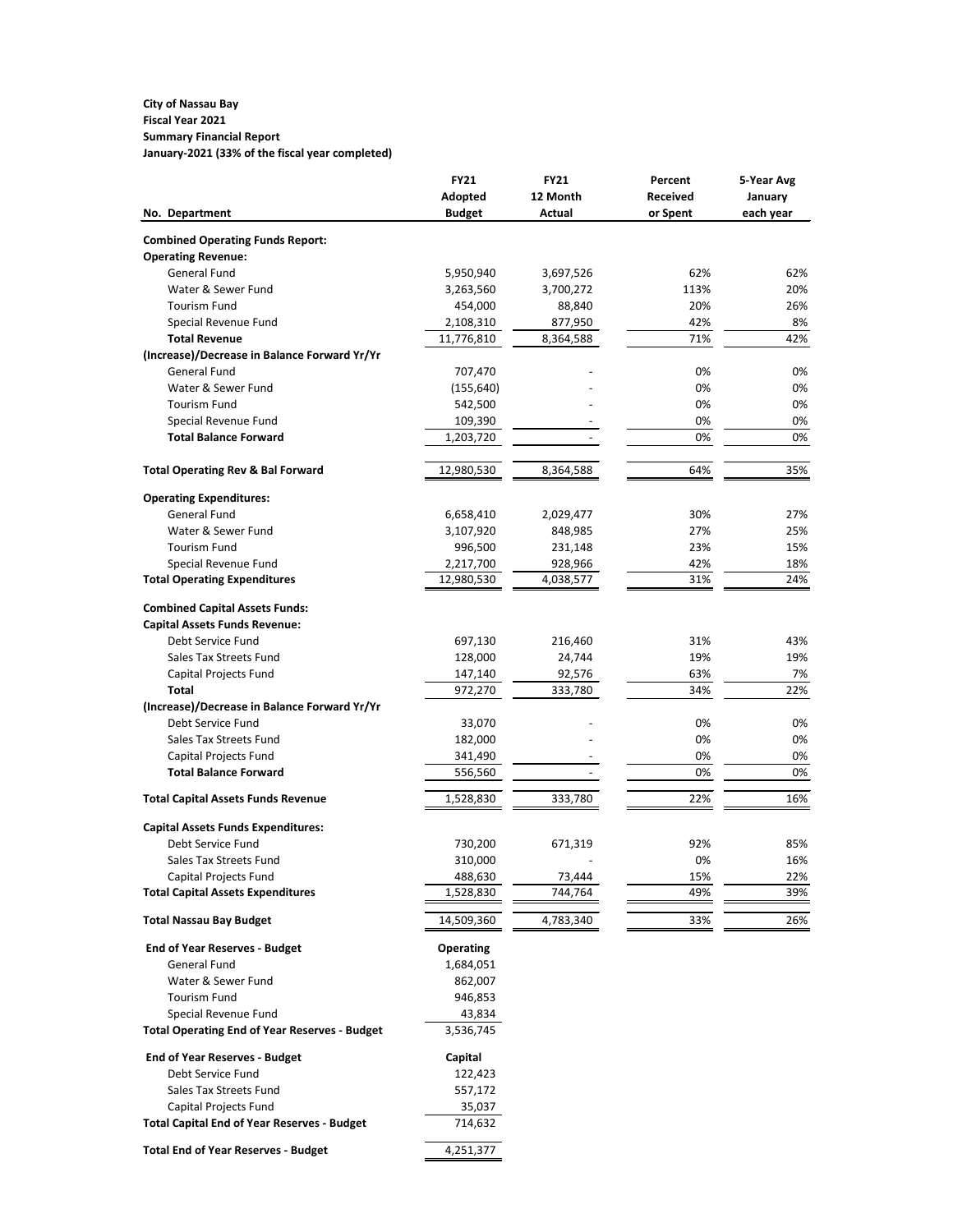**City of Nassau Bay**
**Fiscal Year 2021**
**Summary Financial Report**
**January-2021 (33% of the fiscal year completed)**

| No. Department | FY21 Adopted Budget | FY21 12 Month Actual | Percent Received or Spent | 5-Year Avg January each year |
|---|---|---|---|---|
| **Combined Operating Funds Report:** | | | | |
| **Operating Revenue:** | | | | |
| General Fund | 5,950,940 | 3,697,526 | 62% | 62% |
| Water & Sewer Fund | 3,263,560 | 3,700,272 | 113% | 20% |
| Tourism Fund | 454,000 | 88,840 | 20% | 26% |
| Special Revenue Fund | 2,108,310 | 877,950 | 42% | 8% |
| **Total Revenue** | 11,776,810 | 8,364,588 | 71% | 42% |
| **(Increase)/Decrease in Balance Forward Yr/Yr** | | | | |
| General Fund | 707,470 | - | 0% | 0% |
| Water & Sewer Fund | (155,640) | - | 0% | 0% |
| Tourism Fund | 542,500 | - | 0% | 0% |
| Special Revenue Fund | 109,390 | - | 0% | 0% |
| **Total Balance Forward** | 1,203,720 | - | 0% | 0% |
| **Total Operating Rev & Bal Forward** | 12,980,530 | 8,364,588 | 64% | 35% |
| **Operating Expenditures:** | | | | |
| General Fund | 6,658,410 | 2,029,477 | 30% | 27% |
| Water & Sewer Fund | 3,107,920 | 848,985 | 27% | 25% |
| Tourism Fund | 996,500 | 231,148 | 23% | 15% |
| Special Revenue Fund | 2,217,700 | 928,966 | 42% | 18% |
| **Total Operating Expenditures** | 12,980,530 | 4,038,577 | 31% | 24% |
| **Combined Capital Assets Funds:** | | | | |
| **Capital Assets Funds Revenue:** | | | | |
| Debt Service Fund | 697,130 | 216,460 | 31% | 43% |
| Sales Tax Streets Fund | 128,000 | 24,744 | 19% | 19% |
| Capital Projects Fund | 147,140 | 92,576 | 63% | 7% |
| **Total** | 972,270 | 333,780 | 34% | 22% |
| **(Increase)/Decrease in Balance Forward Yr/Yr** | | | | |
| Debt Service Fund | 33,070 | - | 0% | 0% |
| Sales Tax Streets Fund | 182,000 | - | 0% | 0% |
| Capital Projects Fund | 341,490 | - | 0% | 0% |
| **Total Balance Forward** | 556,560 | - | 0% | 0% |
| **Total Capital Assets Funds Revenue** | 1,528,830 | 333,780 | 22% | 16% |
| **Capital Assets Funds Expenditures:** | | | | |
| Debt Service Fund | 730,200 | 671,319 | 92% | 85% |
| Sales Tax Streets Fund | 310,000 | - | 0% | 16% |
| Capital Projects Fund | 488,630 | 73,444 | 15% | 22% |
| **Total Capital Assets Expenditures** | 1,528,830 | 744,764 | 49% | 39% |
| **Total Nassau Bay Budget** | 14,509,360 | 4,783,340 | 33% | 26% |

| **End of Year Reserves - Budget** | **Operating** |
|---|---|
| General Fund | 1,684,051 |
| Water & Sewer Fund | 862,007 |
| Tourism Fund | 946,853 |
| Special Revenue Fund | 43,834 |
| **Total Operating End of Year Reserves - Budget** | 3,536,745 |
| **End of Year Reserves - Budget** | **Capital** |
| Debt Service Fund | 122,423 |
| Sales Tax Streets Fund | 557,172 |
| Capital Projects Fund | 35,037 |
| **Total Capital End of Year Reserves - Budget** | 714,632 |
| **Total End of Year Reserves - Budget** | 4,251,377 |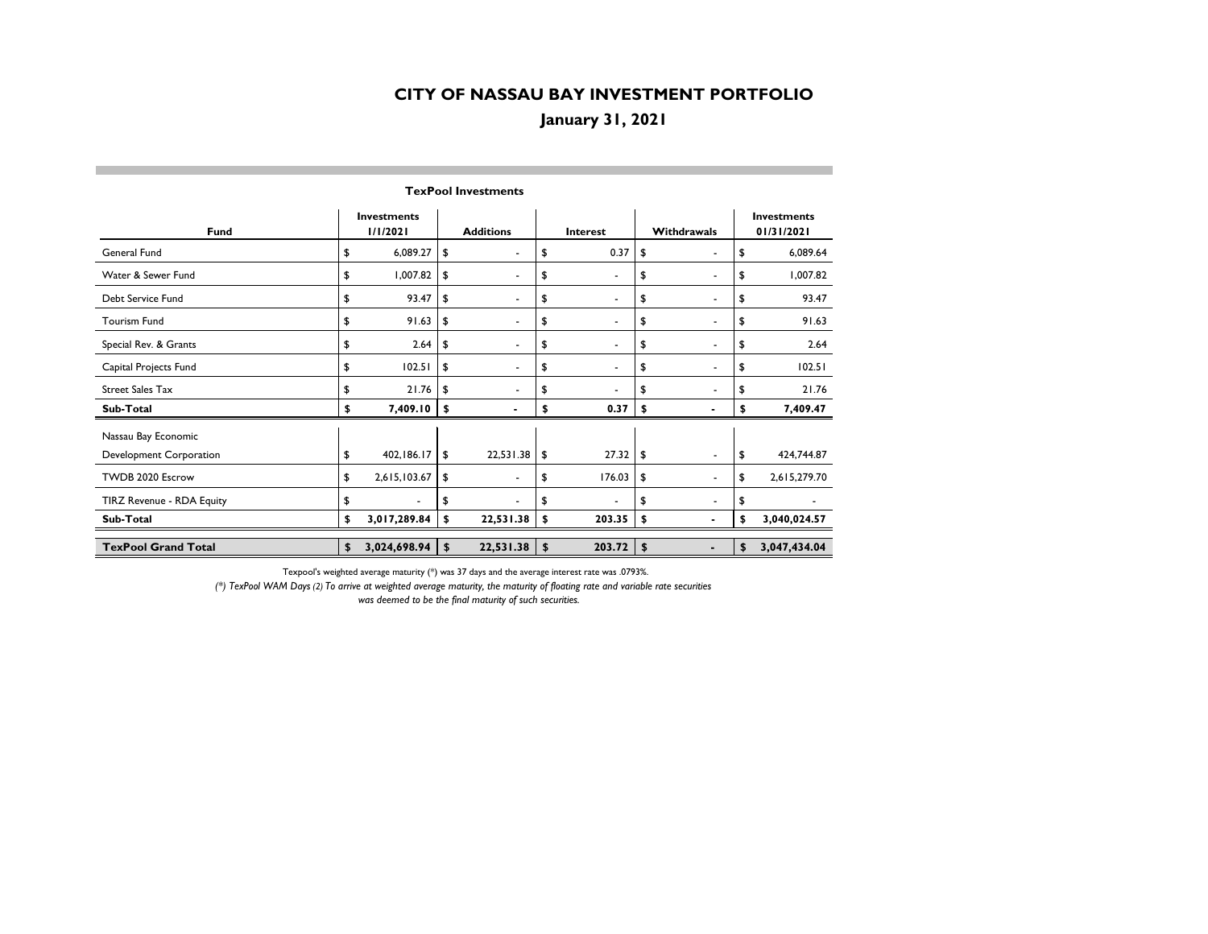# CITY OF NASSAU BAY INVESTMENT PORTFOLIO

## January 31, 2021

### TexPool Investments

| Fund | Investments 1/1/2021 | Additions | Interest | Withdrawals | Investments 01/31/2021 |
|---|---|---|---|---|---|
| General Fund | $ 6,089.27 | $ - | $ 0.37 | $ - | $ 6,089.64 |
| Water & Sewer Fund | $ 1,007.82 | $ - | $ - | $ - | $ 1,007.82 |
| Debt Service Fund | $ 93.47 | $ - | $ - | $ - | $ 93.47 |
| Tourism Fund | $ 91.63 | $ - | $ - | $ - | $ 91.63 |
| Special Rev. & Grants | $ 2.64 | $ - | $ - | $ - | $ 2.64 |
| Capital Projects Fund | $ 102.51 | $ - | $ - | $ - | $ 102.51 |
| Street Sales Tax | $ 21.76 | $ - | $ - | $ - | $ 21.76 |
| **Sub-Total** | **$ 7,409.10** | **$ -** | **$ 0.37** | **$ -** | **$ 7,409.47** |
| Nassau Bay Economic Development Corporation | $ 402,186.17 | $ 22,531.38 | $ 27.32 | $ - | $ 424,744.87 |
| TWDB 2020 Escrow | $ 2,615,103.67 | $ - | $ 176.03 | $ - | $ 2,615,279.70 |
| TIRZ Revenue - RDA Equity | $ - | $ - | $ - | $ - | $ - |
| **Sub-Total** | **$ 3,017,289.84** | **$ 22,531.38** | **$ 203.35** | **$ -** | **$ 3,040,024.57** |
| **TexPool Grand Total** | **$ 3,024,698.94** | **$ 22,531.38** | **$ 203.72** | **$ -** | **$ 3,047,434.04** |

Texpool's weighted average maturity (*) was 37 days and the average interest rate was .0793%.

*(*) TexPool WAM Days (2) To arrive at weighted average maturity, the maturity of floating rate and variable rate securities was deemed to be the final maturity of such securities.*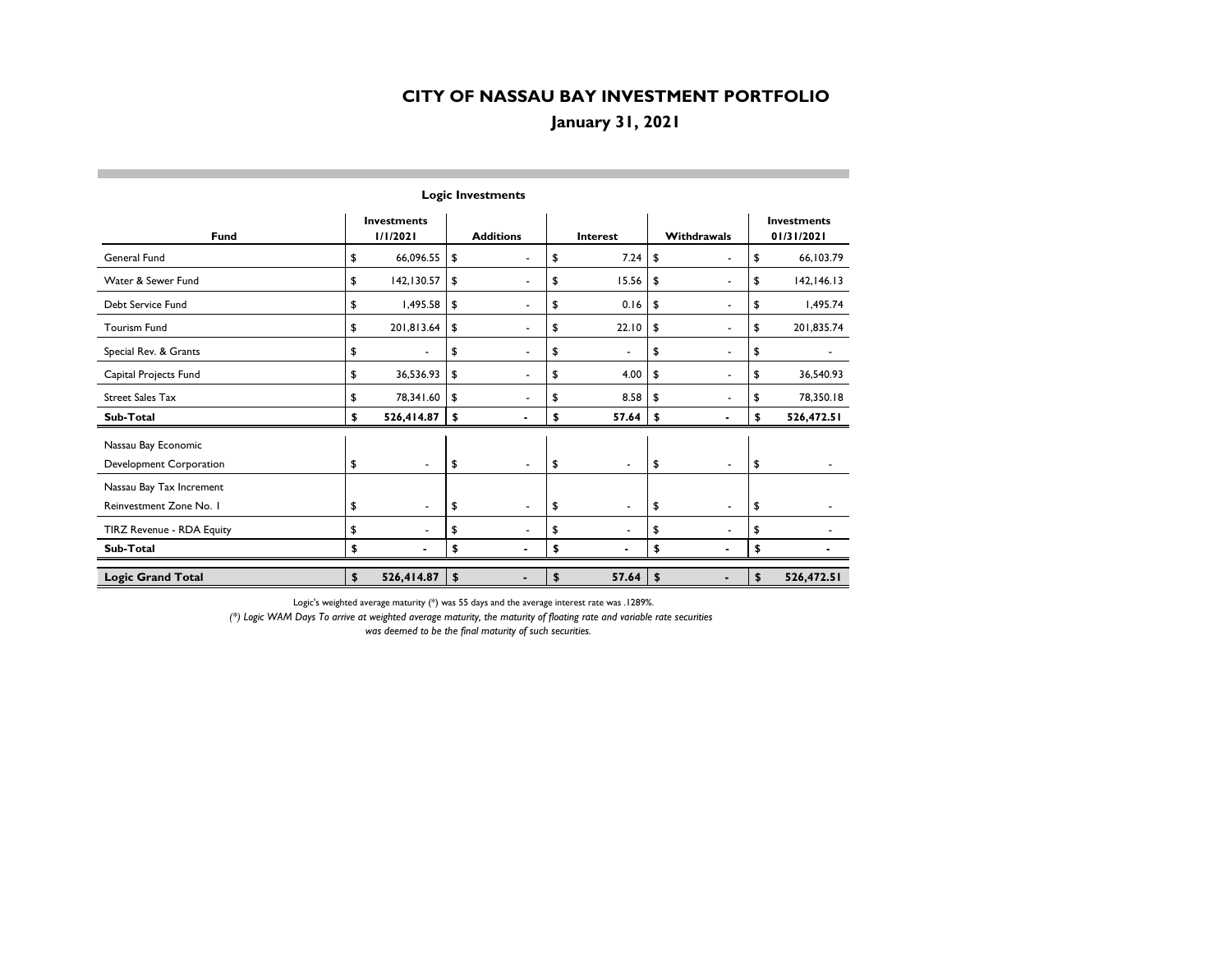# CITY OF NASSAU BAY INVESTMENT PORTFOLIO

## January 31, 2021

### Logic Investments

| Fund | Investments 1/1/2021 | Additions | Interest | Withdrawals | Investments 01/31/2021 |
|---|---|---|---|---|---|
| General Fund | $ 66,096.55 | $ - | $ 7.24 | $ - | $ 66,103.79 |
| Water & Sewer Fund | $ 142,130.57 | $ - | $ 15.56 | $ - | $ 142,146.13 |
| Debt Service Fund | $ 1,495.58 | $ - | $ 0.16 | $ - | $ 1,495.74 |
| Tourism Fund | $ 201,813.64 | $ - | $ 22.10 | $ - | $ 201,835.74 |
| Special Rev. & Grants | $ - | $ - | $ - | $ - | $ - |
| Capital Projects Fund | $ 36,536.93 | $ - | $ 4.00 | $ - | $ 36,540.93 |
| Street Sales Tax | $ 78,341.60 | $ - | $ 8.58 | $ - | $ 78,350.18 |
| **Sub-Total** | **$ 526,414.87** | **$ -** | **$ 57.64** | **$ -** | **$ 526,472.51** |
| Nassau Bay Economic Development Corporation | $ - | $ - | $ - | $ - | $ - |
| Nassau Bay Tax Increment Reinvestment Zone No. 1 | $ - | $ - | $ - | $ - | $ - |
| TIRZ Revenue - RDA Equity | $ - | $ - | $ - | $ - | $ - |
| **Sub-Total** | **$ -** | **$ -** | **$ -** | **$ -** | **$ -** |
| **Logic Grand Total** | **$ 526,414.87** | **$ -** | **$ 57.64** | **$ -** | **$ 526,472.51** |

Logic's weighted average maturity (*) was 55 days and the average interest rate was .1289%.

*(*) Logic WAM Days To arrive at weighted average maturity, the maturity of floating rate and variable rate securities was deemed to be the final maturity of such securities.*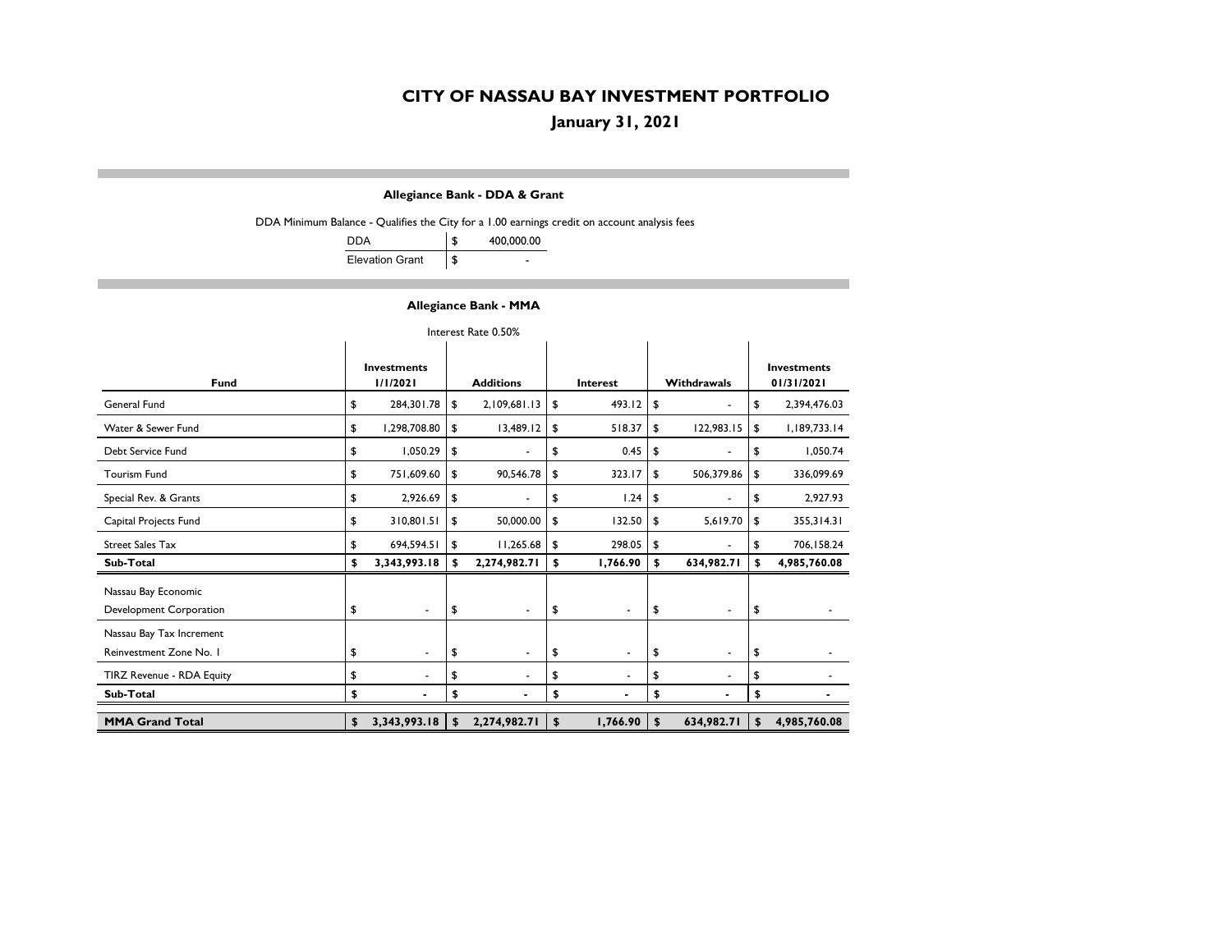# CITY OF NASSAU BAY INVESTMENT PORTFOLIO

## January 31, 2021

### Allegiance Bank - DDA & Grant

DDA Minimum Balance - Qualifies the City for a 1.00 earnings credit on account analysis fees

| | |
|---|---|
| DDA | $ 400,000.00 |
| Elevation Grant | $ - |

### Allegiance Bank - MMA

Interest Rate 0.50%

| Fund | Investments 1/1/2021 | Additions | Interest | Withdrawals | Investments 01/31/2021 |
|---|---|---|---|---|---|
| General Fund | $ 284,301.78 | $ 2,109,681.13 | $ 493.12 | $ - | $ 2,394,476.03 |
| Water & Sewer Fund | $ 1,298,708.80 | $ 13,489.12 | $ 518.37 | $ 122,983.15 | $ 1,189,733.14 |
| Debt Service Fund | $ 1,050.29 | $ - | $ 0.45 | $ - | $ 1,050.74 |
| Tourism Fund | $ 751,609.60 | $ 90,546.78 | $ 323.17 | $ 506,379.86 | $ 336,099.69 |
| Special Rev. & Grants | $ 2,926.69 | $ - | $ 1.24 | $ - | $ 2,927.93 |
| Capital Projects Fund | $ 310,801.51 | $ 50,000.00 | $ 132.50 | $ 5,619.70 | $ 355,314.31 |
| Street Sales Tax | $ 694,594.51 | $ 11,265.68 | $ 298.05 | $ - | $ 706,158.24 |
| **Sub-Total** | **$ 3,343,993.18** | **$ 2,274,982.71** | **$ 1,766.90** | **$ 634,982.71** | **$ 4,985,760.08** |
| Nassau Bay Economic Development Corporation | $ - | $ - | $ - | $ - | $ - |
| Nassau Bay Tax Increment Reinvestment Zone No. 1 | $ - | $ - | $ - | $ - | $ - |
| TIRZ Revenue - RDA Equity | $ - | $ - | $ - | $ - | $ - |
| **Sub-Total** | **$ -** | **$ -** | **$ -** | **$ -** | **$ -** |
| **MMA Grand Total** | **$ 3,343,993.18** | **$ 2,274,982.71** | **$ 1,766.90** | **$ 634,982.71** | **$ 4,985,760.08** |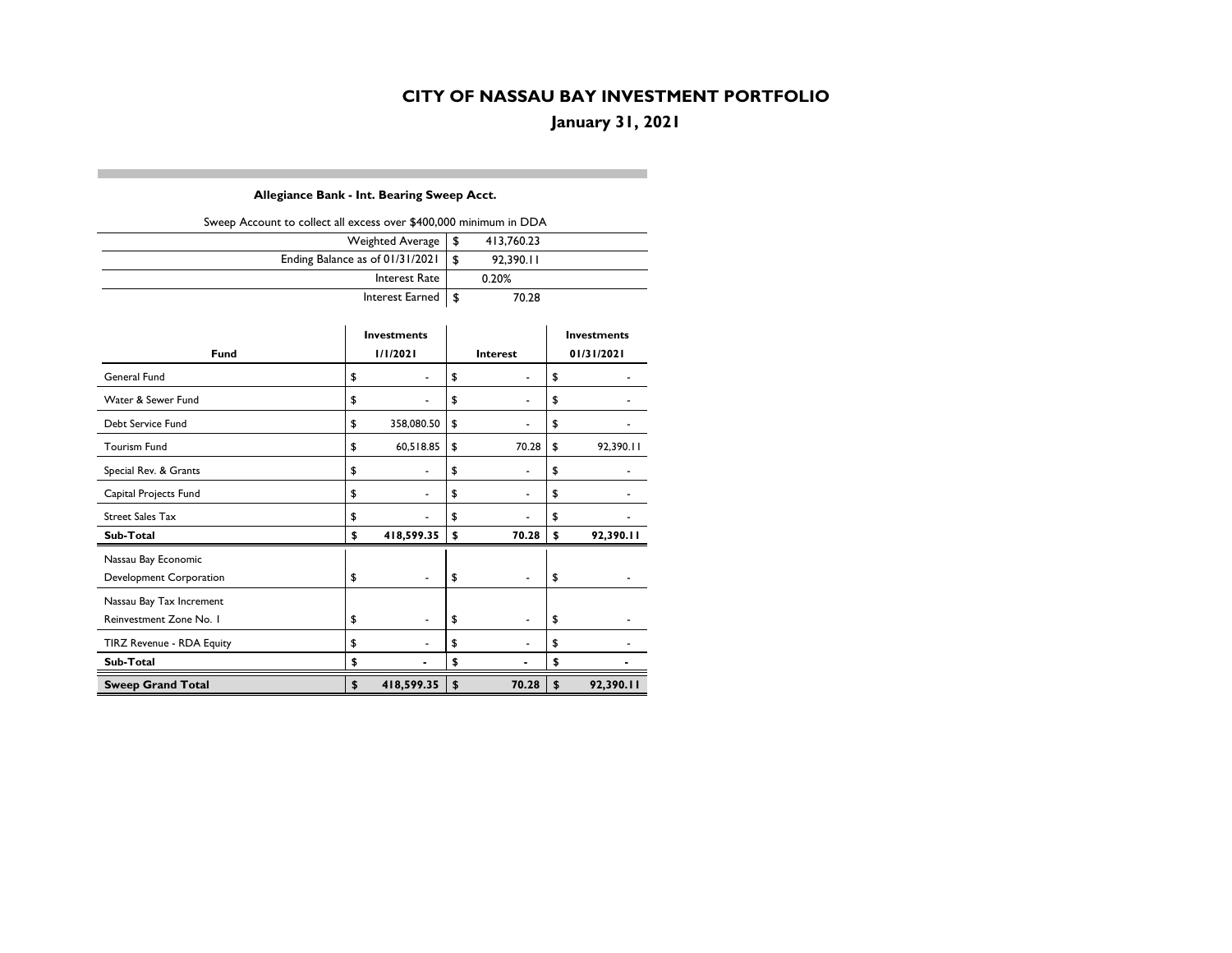# CITY OF NASSAU BAY INVESTMENT PORTFOLIO

## January 31, 2021

### Allegiance Bank - Int. Bearing Sweep Acct.

Sweep Account to collect all excess over $400,000 minimum in DDA

| | |
|---|---|
| Weighted Average | $ 413,760.23 |
| Ending Balance as of 01/31/2021 | $ 92,390.11 |
| Interest Rate | 0.20% |
| Interest Earned | $ 70.28 |

| Fund | Investments 1/1/2021 | Interest | Investments 01/31/2021 |
|---|---|---|---|
| General Fund | $ - | $ - | $ - |
| Water & Sewer Fund | $ - | $ - | $ - |
| Debt Service Fund | $ 358,080.50 | $ - | $ - |
| Tourism Fund | $ 60,518.85 | $ 70.28 | $ 92,390.11 |
| Special Rev. & Grants | $ - | $ - | $ - |
| Capital Projects Fund | $ - | $ - | $ - |
| Street Sales Tax | $ - | $ - | $ - |
| **Sub-Total** | **$ 418,599.35** | **$ 70.28** | **$ 92,390.11** |
| Nassau Bay Economic Development Corporation | $ - | $ - | $ - |
| Nassau Bay Tax Increment Reinvestment Zone No. 1 | $ - | $ - | $ - |
| TIRZ Revenue - RDA Equity | $ - | $ - | $ - |
| **Sub-Total** | **$ -** | **$ -** | **$ -** |
| **Sweep Grand Total** | **$ 418,599.35** | **$ 70.28** | **$ 92,390.11** |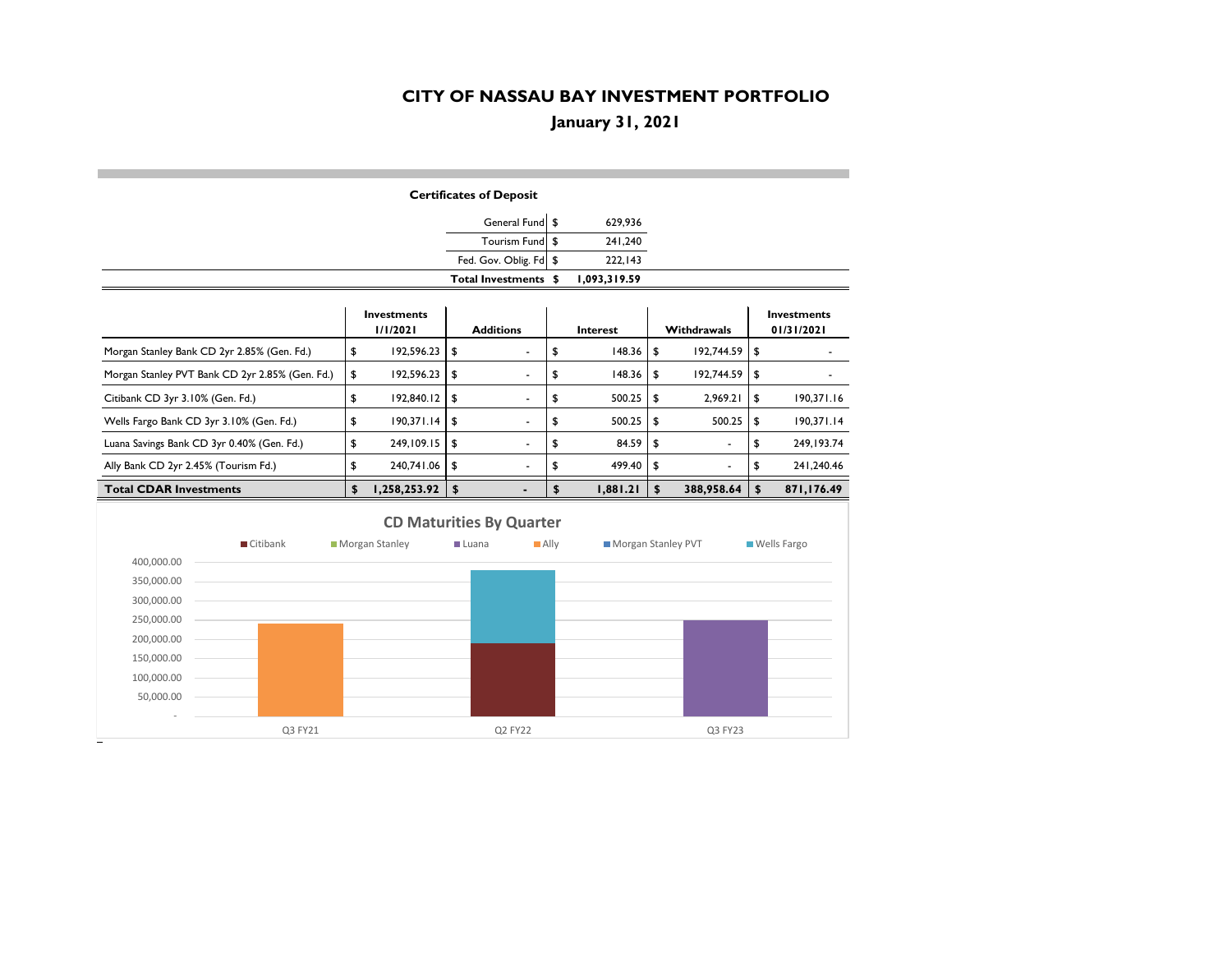# CITY OF NASSAU BAY INVESTMENT PORTFOLIO

## January 31, 2021

**Certificates of Deposit**

| | | |
|---|---|---|
| General Fund | $ | 629,936 |
| Tourism Fund | $ | 241,240 |
| Fed. Gov. Oblig. Fd | $ | 222,143 |
| **Total Investments** | **$** | **1,093,319.59** |

| | Investments 1/1/2021 | Additions | Interest | Withdrawals | Investments 01/31/2021 |
|---|---|---|---|---|---|
| Morgan Stanley Bank CD 2yr 2.85% (Gen. Fd.) | $ 192,596.23 | $ - | $ 148.36 | $ 192,744.59 | $ - |
| Morgan Stanley PVT Bank CD 2yr 2.85% (Gen. Fd.) | $ 192,596.23 | $ - | $ 148.36 | $ 192,744.59 | $ - |
| Citibank CD 3yr 3.10% (Gen. Fd.) | $ 192,840.12 | $ - | $ 500.25 | $ 2,969.21 | $ 190,371.16 |
| Wells Fargo Bank CD 3yr 3.10% (Gen. Fd.) | $ 190,371.14 | $ - | $ 500.25 | $ 500.25 | $ 190,371.14 |
| Luana Savings Bank CD 3yr 0.40% (Gen. Fd.) | $ 249,109.15 | $ - | $ 84.59 | $ - | $ 249,193.74 |
| Ally Bank CD 2yr 2.45% (Tourism Fd.) | $ 240,741.06 | $ - | $ 499.40 | $ - | $ 241,240.46 |
| **Total CDAR Investments** | **$ 1,258,253.92** | **$ -** | **$ 1,881.21** | **$ 388,958.64** | **$ 871,176.49** |

**CD Maturities By Quarter**

Legend: Citibank, Morgan Stanley, Luana, Ally, Morgan Stanley PVT, Wells Fargo

Y-axis: -, 50,000.00, 100,000.00, 150,000.00, 200,000.00, 250,000.00, 300,000.00, 350,000.00, 400,000.00

X-axis: Q3 FY21, Q2 FY22, Q3 FY23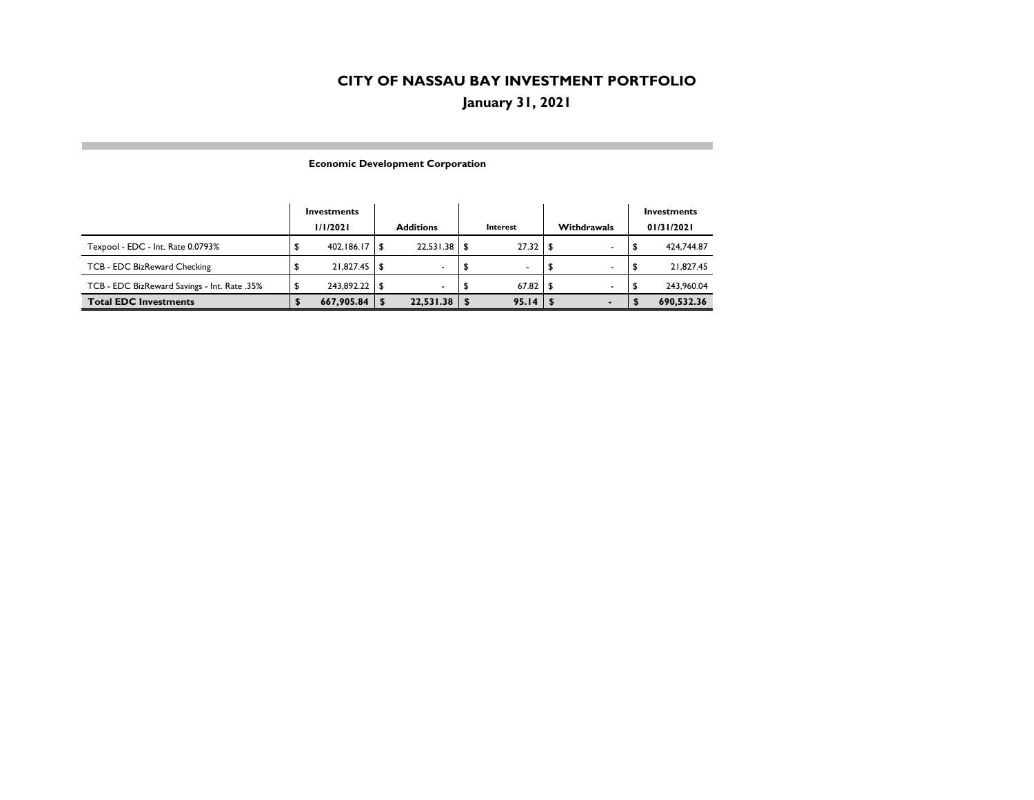# CITY OF NASSAU BAY INVESTMENT PORTFOLIO

## January 31, 2021

### Economic Development Corporation

| | Investments 1/1/2021 | Additions | Interest | Withdrawals | Investments 01/31/2021 |
|---|---|---|---|---|---|
| Texpool - EDC - Int. Rate 0.0793% | $ 402,186.17 | $ 22,531.38 | $ 27.32 | $ - | $ 424,744.87 |
| TCB - EDC BizReward Checking | $ 21,827.45 | $ - | $ - | $ - | $ 21,827.45 |
| TCB - EDC BizReward Savings - Int. Rate .35% | $ 243,892.22 | $ - | $ 67.82 | $ - | $ 243,960.04 |
| **Total EDC Investments** | **$ 667,905.84** | **$ 22,531.38** | **$ 95.14** | **$ -** | **$ 690,532.36** |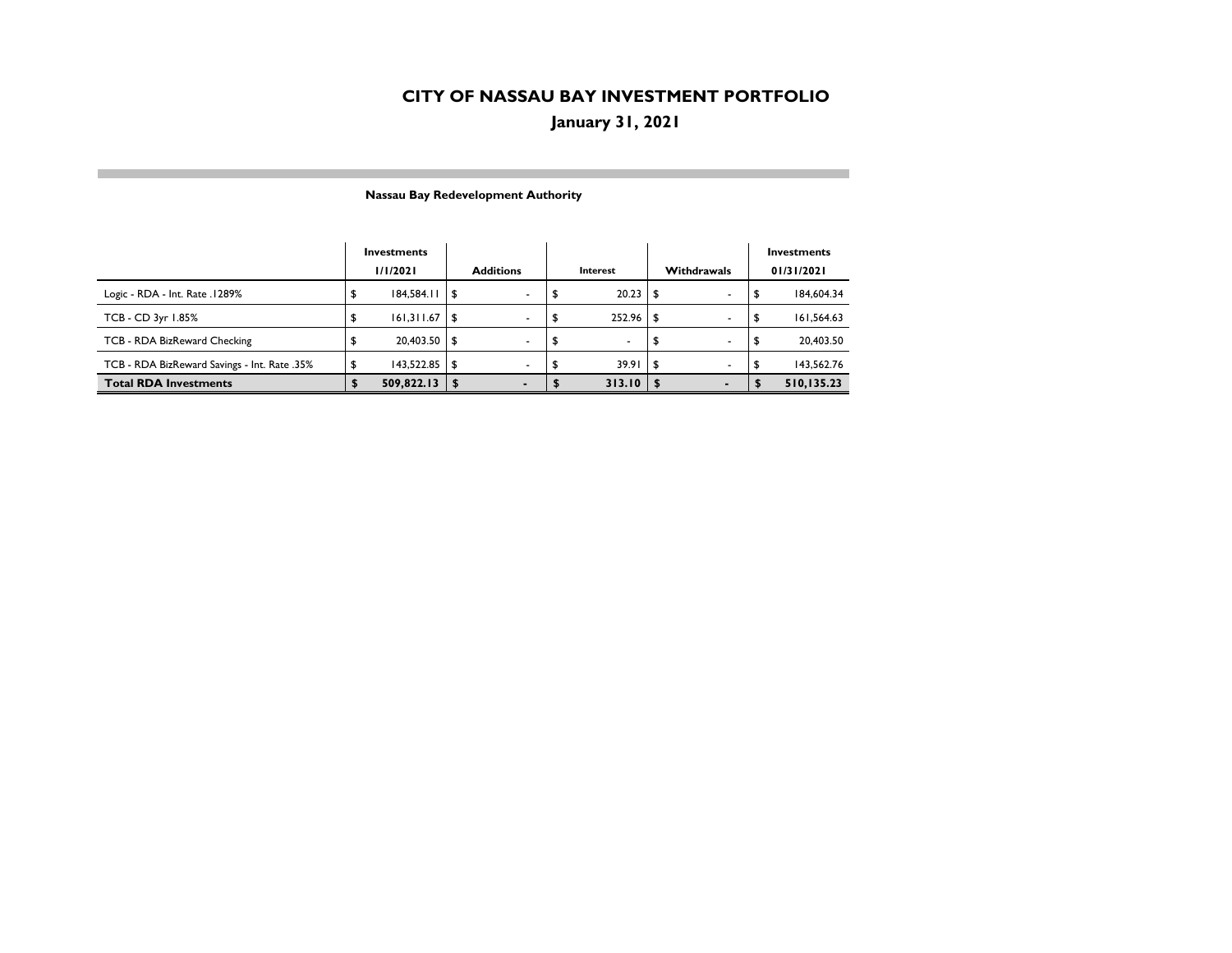# CITY OF NASSAU BAY INVESTMENT PORTFOLIO

## January 31, 2021

### Nassau Bay Redevelopment Authority

| | Investments 1/1/2021 | Additions | Interest | Withdrawals | Investments 01/31/2021 |
|---|---|---|---|---|---|
| Logic - RDA - Int. Rate .1289% | $ 184,584.11 | $ - | $ 20.23 | $ - | $ 184,604.34 |
| TCB - CD 3yr 1.85% | $ 161,311.67 | $ - | $ 252.96 | $ - | $ 161,564.63 |
| TCB - RDA BizReward Checking | $ 20,403.50 | $ - | $ - | $ - | $ 20,403.50 |
| TCB - RDA BizReward Savings - Int. Rate .35% | $ 143,522.85 | $ - | $ 39.91 | $ - | $ 143,562.76 |
| **Total RDA Investments** | **$ 509,822.13** | **$ -** | **$ 313.10** | **$ -** | **$ 510,135.23** |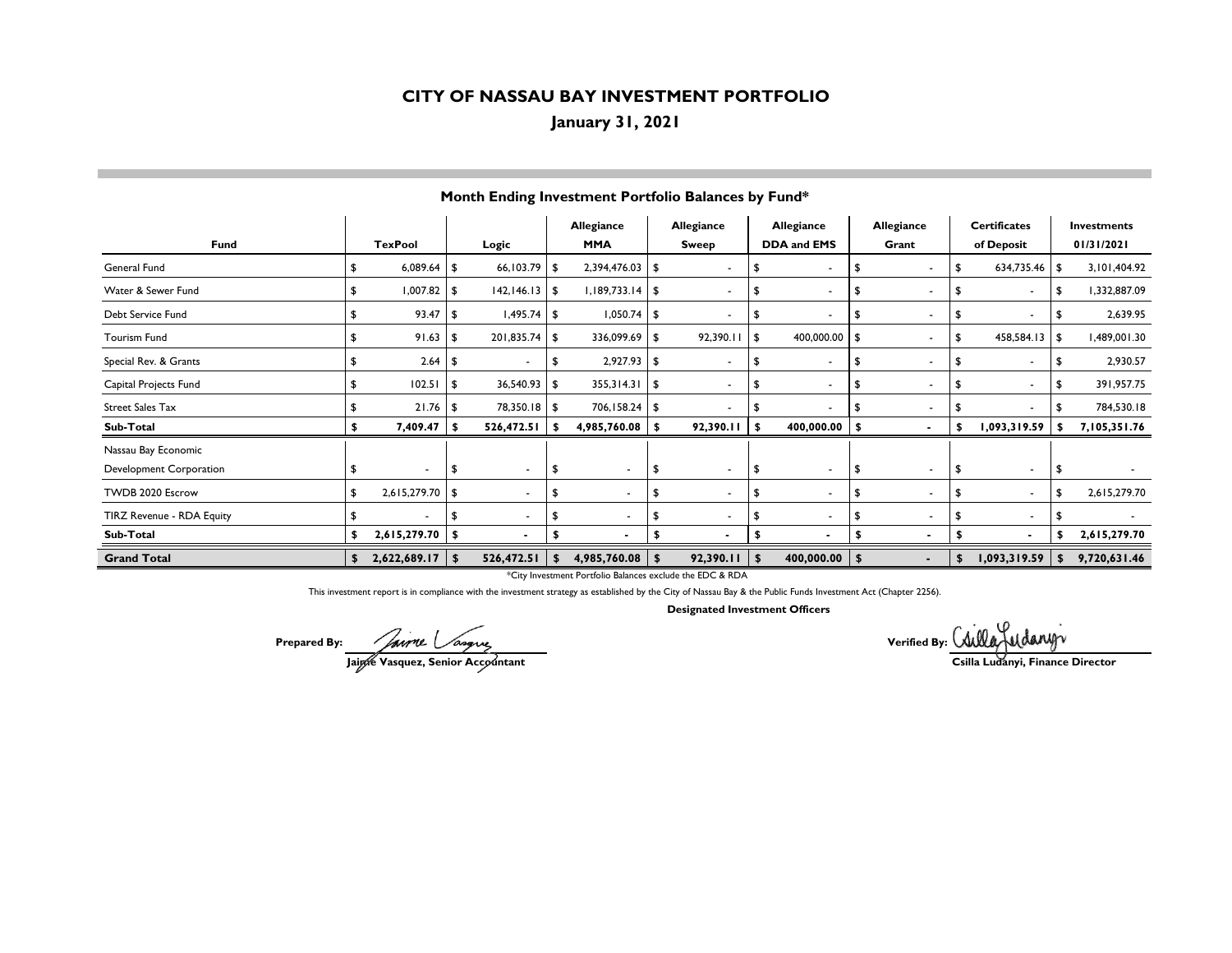# CITY OF NASSAU BAY INVESTMENT PORTFOLIO

## January 31, 2021

### Month Ending Investment Portfolio Balances by Fund*

| Fund | TexPool | Logic | Allegiance MMA | Allegiance Sweep | Allegiance DDA and EMS | Allegiance Grant | Certificates of Deposit | Investments 01/31/2021 |
|---|---|---|---|---|---|---|---|---|
| General Fund | $ 6,089.64 | $ 66,103.79 | $ 2,394,476.03 | $ - | $ - | $ - | $ 634,735.46 | $ 3,101,404.92 |
| Water & Sewer Fund | $ 1,007.82 | $ 142,146.13 | $ 1,189,733.14 | $ - | $ - | $ - | $ - | $ 1,332,887.09 |
| Debt Service Fund | $ 93.47 | $ 1,495.74 | $ 1,050.74 | $ - | $ - | $ - | $ - | $ 2,639.95 |
| Tourism Fund | $ 91.63 | $ 201,835.74 | $ 336,099.69 | $ 92,390.11 | $ 400,000.00 | $ - | $ 458,584.13 | $ 1,489,001.30 |
| Special Rev. & Grants | $ 2.64 | $ - | $ 2,927.93 | $ - | $ - | $ - | $ - | $ 2,930.57 |
| Capital Projects Fund | $ 102.51 | $ 36,540.93 | $ 355,314.31 | $ - | $ - | $ - | $ - | $ 391,957.75 |
| Street Sales Tax | $ 21.76 | $ 78,350.18 | $ 706,158.24 | $ - | $ - | $ - | $ - | $ 784,530.18 |
| **Sub-Total** | **$ 7,409.47** | **$ 526,472.51** | **$ 4,985,760.08** | **$ 92,390.11** | **$ 400,000.00** | **$ -** | **$ 1,093,319.59** | **$ 7,105,351.76** |
| Nassau Bay Economic Development Corporation | $ - | $ - | $ - | $ - | $ - | $ - | $ - | $ - |
| TWDB 2020 Escrow | $ 2,615,279.70 | $ - | $ - | $ - | $ - | $ - | $ - | $ 2,615,279.70 |
| TIRZ Revenue - RDA Equity | $ - | $ - | $ - | $ - | $ - | $ - | $ - | $ - |
| **Sub-Total** | **$ 2,615,279.70** | **$ -** | **$ -** | **$ -** | **$ -** | **$ -** | **$ -** | **$ 2,615,279.70** |
| **Grand Total** | **$ 2,622,689.17** | **$ 526,472.51** | **$ 4,985,760.08** | **$ 92,390.11** | **$ 400,000.00** | **$ -** | **$ 1,093,319.59** | **$ 9,720,631.46** |

*City Investment Portfolio Balances exclude the EDC & RDA

This investment report is in compliance with the investment strategy as established by the City of Nassau Bay & the Public Funds Investment Act (Chapter 2256).

**Designated Investment Officers**

**Prepared By:** Jaime Vasquez

**Jaime Vasquez, Senior Accountant**

**Verified By:** Csilla Ludanyi

**Csilla Ludanyi, Finance Director**